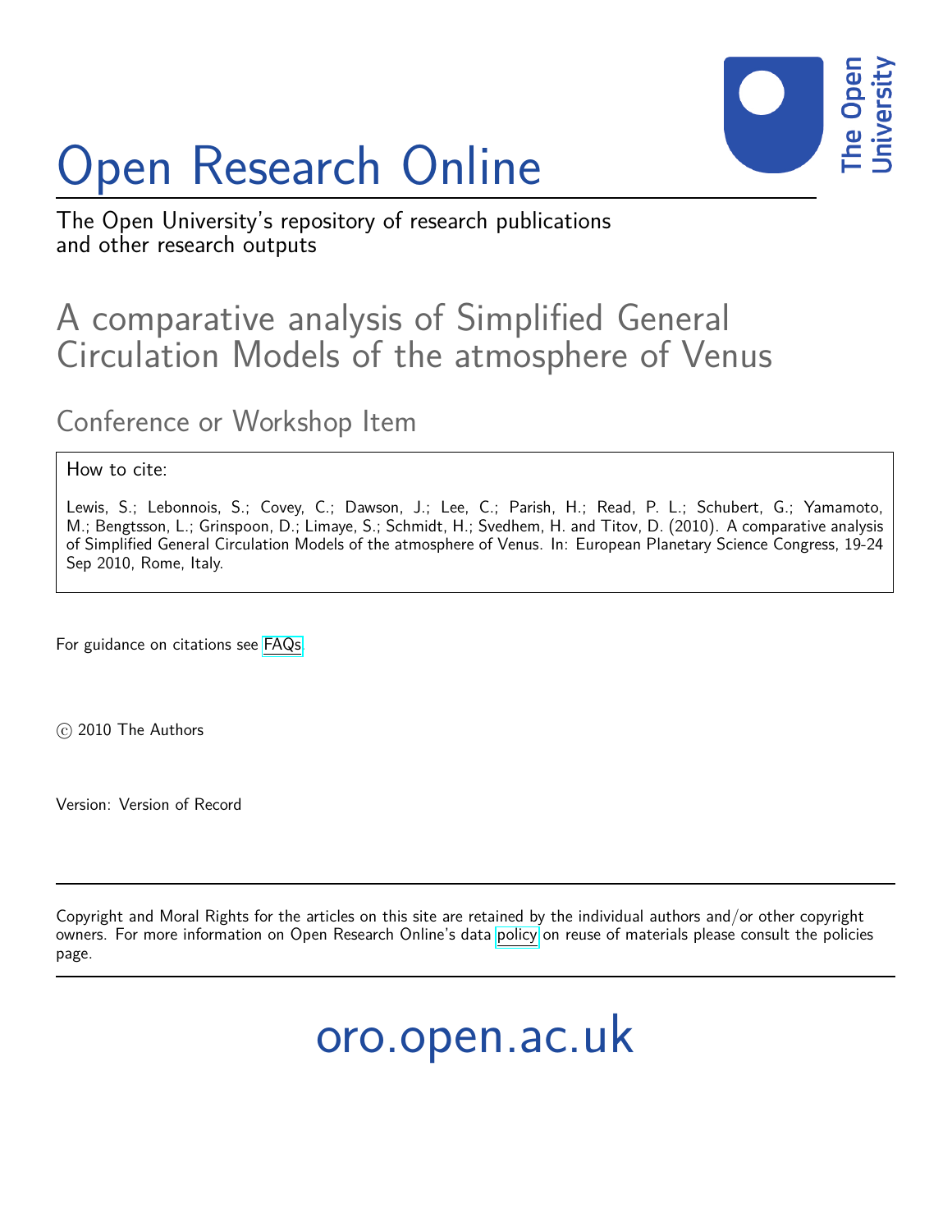# Open Research Online

The Open University's repository of research publications and other research outputs

## A comparative analysis of Simplified General Circulation Models of the atmosphere of Venus

### Conference or Workshop Item

How to cite:

Lewis, S.; Lebonnois, S.; Covey, C.; Dawson, J.; Lee, C.; Parish, H.; Read, P. L.; Schubert, G.; Yamamoto, M.; Bengtsson, L.; Grinspoon, D.; Limaye, S.; Schmidt, H.; Svedhem, H. and Titov, D. (2010). A comparative analysis of Simplified General Circulation Models of the atmosphere of Venus. In: European Planetary Science Congress, 19-24 Sep 2010, Rome, Italy.

For guidance on citations see FAQs.

© 2010 The Authors

Version: Version of Record

Copyright and Moral Rights for the articles on this site are retained by the individual authors and/or other copyright owners. For more information on Open Research Online's data policy on reuse of materials please consult the policies page.

oro.open.ac.uk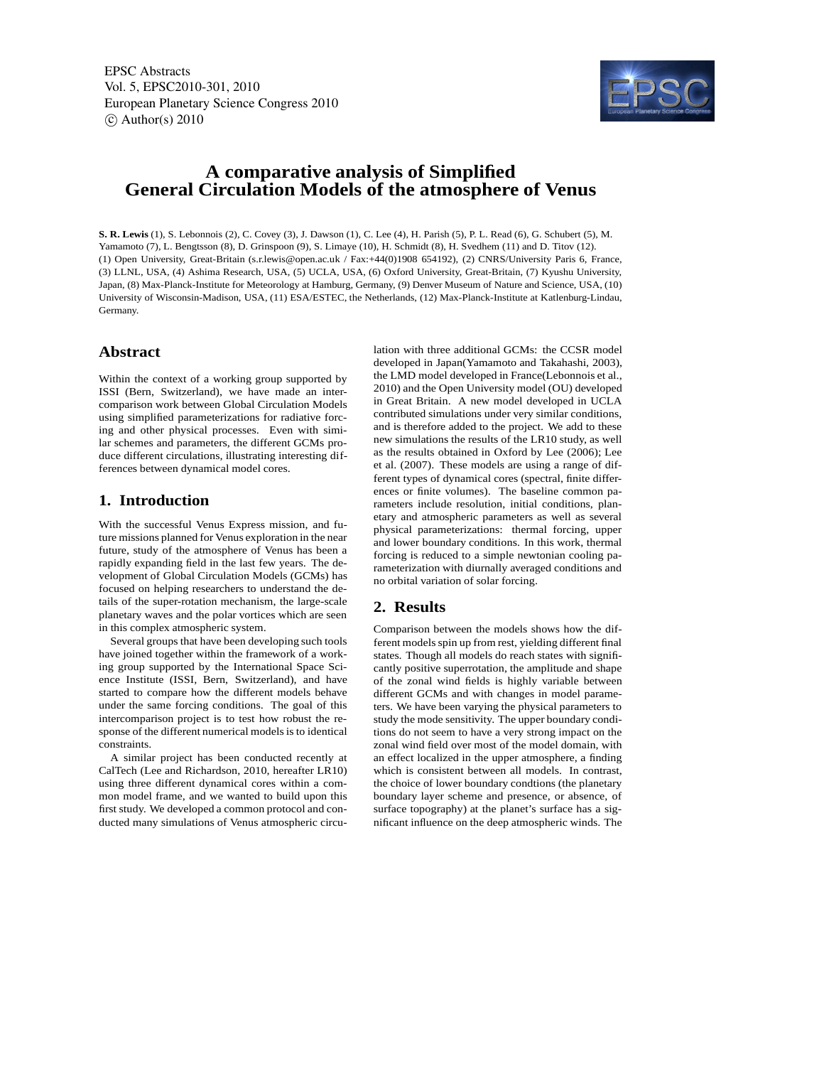# A comparative analysis of Simplified General Circulation Models of the atmosphere of Venus

**S. R. Lewis** (1), S. Lebonnois (2), C. Covey (3), J. Dawson (1), C. Lee (4), H. Parish (5), P. L. Read (6), G. Schubert (5), M. Yamamoto (7), L. Bengtsson (8), D. Grinspoon (9), S. Limaye (10), H. Schmidt (8), H. Svedhem (11) and D. Titov (12).
(1) Open University, Great-Britain (s.r.lewis@open.ac.uk / Fax:+44(0)1908 654192), (2) CNRS/University Paris 6, France, (3) LLNL, USA, (4) Ashima Research, USA, (5) UCLA, USA, (6) Oxford University, Great-Britain, (7) Kyushu University, Japan, (8) Max-Planck-Institute for Meteorology at Hamburg, Germany, (9) Denver Museum of Nature and Science, USA, (10) University of Wisconsin-Madison, USA, (11) ESA/ESTEC, the Netherlands, (12) Max-Planck-Institute at Katlenburg-Lindau, Germany.

## Abstract

Within the context of a working group supported by ISSI (Bern, Switzerland), we have made an intercomparison work between Global Circulation Models using simplified parameterizations for radiative forcing and other physical processes. Even with similar schemes and parameters, the different GCMs produce different circulations, illustrating interesting differences between dynamical model cores.

## 1. Introduction

With the successful Venus Express mission, and future missions planned for Venus exploration in the near future, study of the atmosphere of Venus has been a rapidly expanding field in the last few years. The development of Global Circulation Models (GCMs) has focused on helping researchers to understand the details of the super-rotation mechanism, the large-scale planetary waves and the polar vortices which are seen in this complex atmospheric system.

Several groups that have been developing such tools have joined together within the framework of a working group supported by the International Space Science Institute (ISSI, Bern, Switzerland), and have started to compare how the different models behave under the same forcing conditions. The goal of this intercomparison project is to test how robust the response of the different numerical models is to identical constraints.

A similar project has been conducted recently at CalTech (Lee and Richardson, 2010, hereafter LR10) using three different dynamical cores within a common model frame, and we wanted to build upon this first study. We developed a common protocol and conducted many simulations of Venus atmospheric circulation with three additional GCMs: the CCSR model developed in Japan(Yamamoto and Takahashi, 2003), the LMD model developed in France(Lebonnois et al., 2010) and the Open University model (OU) developed in Great Britain. A new model developed in UCLA contributed simulations under very similar conditions, and is therefore added to the project. We add to these new simulations the results of the LR10 study, as well as the results obtained in Oxford by Lee (2006); Lee et al. (2007). These models are using a range of different types of dynamical cores (spectral, finite differences or finite volumes). The baseline common parameters include resolution, initial conditions, planetary and atmospheric parameters as well as several physical parameterizations: thermal forcing, upper and lower boundary conditions. In this work, thermal forcing is reduced to a simple newtonian cooling parameterization with diurnally averaged conditions and no orbital variation of solar forcing.

## 2. Results

Comparison between the models shows how the different models spin up from rest, yielding different final states. Though all models do reach states with significantly positive superrotation, the amplitude and shape of the zonal wind fields is highly variable between different GCMs and with changes in model parameters. We have been varying the physical parameters to study the mode sensitivity. The upper boundary conditions do not seem to have a very strong impact on the zonal wind field over most of the model domain, with an effect localized in the upper atmosphere, a finding which is consistent between all models. In contrast, the choice of lower boundary condtions (the planetary boundary layer scheme and presence, or absence, of surface topography) at the planet's surface has a significant influence on the deep atmospheric winds. The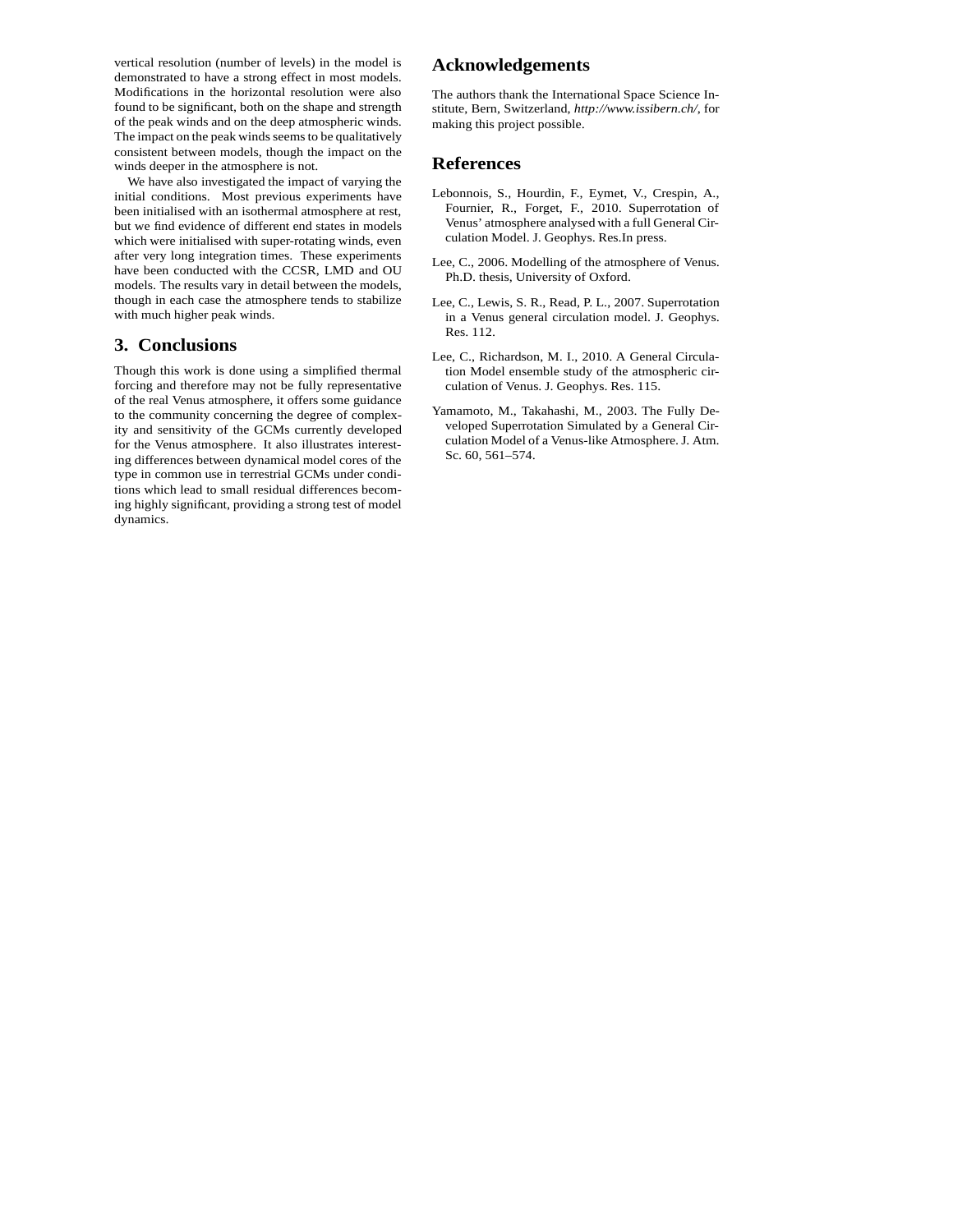vertical resolution (number of levels) in the model is demonstrated to have a strong effect in most models. Modifications in the horizontal resolution were also found to be significant, both on the shape and strength of the peak winds and on the deep atmospheric winds. The impact on the peak winds seems to be qualitatively consistent between models, though the impact on the winds deeper in the atmosphere is not.

We have also investigated the impact of varying the initial conditions. Most previous experiments have been initialised with an isothermal atmosphere at rest, but we find evidence of different end states in models which were initialised with super-rotating winds, even after very long integration times. These experiments have been conducted with the CCSR, LMD and OU models. The results vary in detail between the models, though in each case the atmosphere tends to stabilize with much higher peak winds.

## 3. Conclusions

Though this work is done using a simplified thermal forcing and therefore may not be fully representative of the real Venus atmosphere, it offers some guidance to the community concerning the degree of complexity and sensitivity of the GCMs currently developed for the Venus atmosphere. It also illustrates interesting differences between dynamical model cores of the type in common use in terrestrial GCMs under conditions which lead to small residual differences becoming highly significant, providing a strong test of model dynamics.

## Acknowledgements

The authors thank the International Space Science Institute, Bern, Switzerland, *http://www.issibern.ch/*, for making this project possible.

## References

Lebonnois, S., Hourdin, F., Eymet, V., Crespin, A., Fournier, R., Forget, F., 2010. Superrotation of Venus' atmosphere analysed with a full General Circulation Model. J. Geophys. Res.In press.

Lee, C., 2006. Modelling of the atmosphere of Venus. Ph.D. thesis, University of Oxford.

Lee, C., Lewis, S. R., Read, P. L., 2007. Superrotation in a Venus general circulation model. J. Geophys. Res. 112.

Lee, C., Richardson, M. I., 2010. A General Circulation Model ensemble study of the atmospheric circulation of Venus. J. Geophys. Res. 115.

Yamamoto, M., Takahashi, M., 2003. The Fully Developed Superrotation Simulated by a General Circulation Model of a Venus-like Atmosphere. J. Atm. Sc. 60, 561–574.